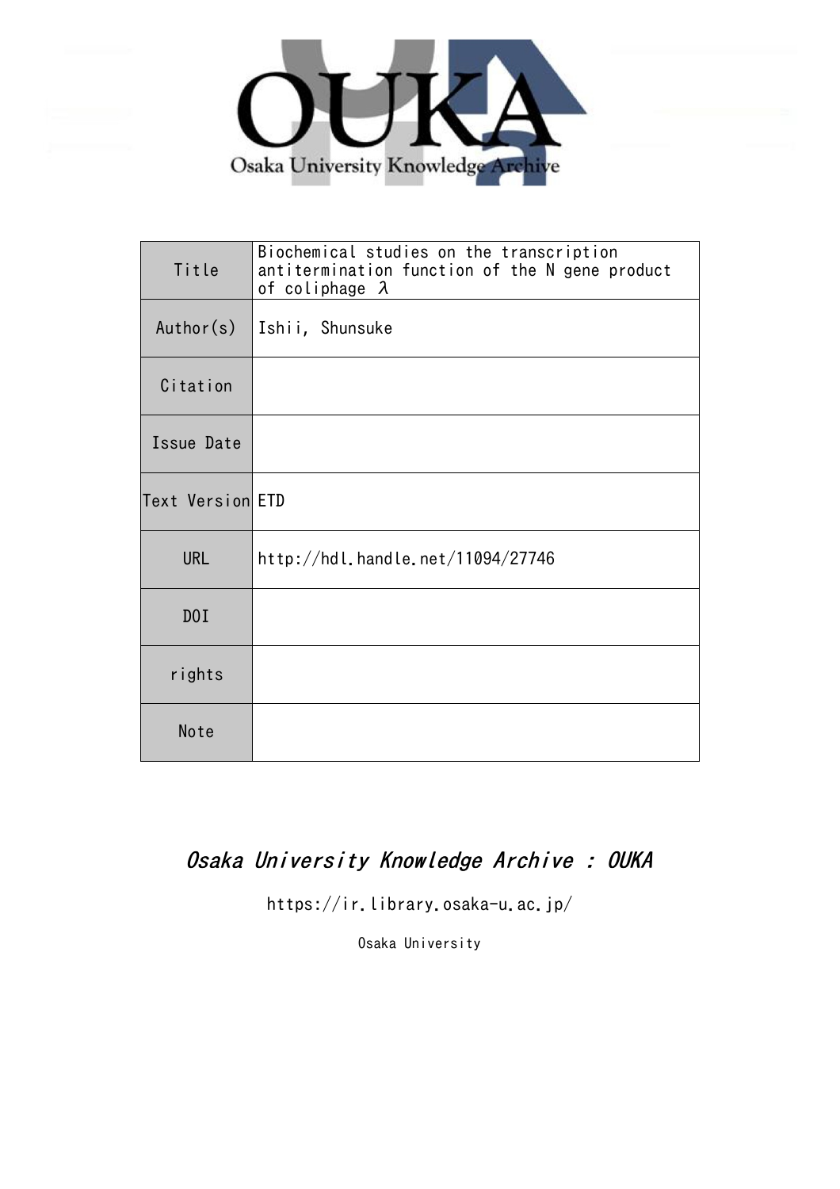Osaka University Knowledge Archive

| Title | Biochemical studies on the transcription antitermination function of the N gene product of coliphage λ |
|---|---|
| Author(s) | Ishii, Shunsuke |
| Citation | |
| Issue Date | |
| Text Version | ETD |
| URL | http://hdl.handle.net/11094/27746 |
| DOI | |
| rights | |
| Note | |

*Osaka University Knowledge Archive : OUKA*

https://ir.library.osaka-u.ac.jp/

Osaka University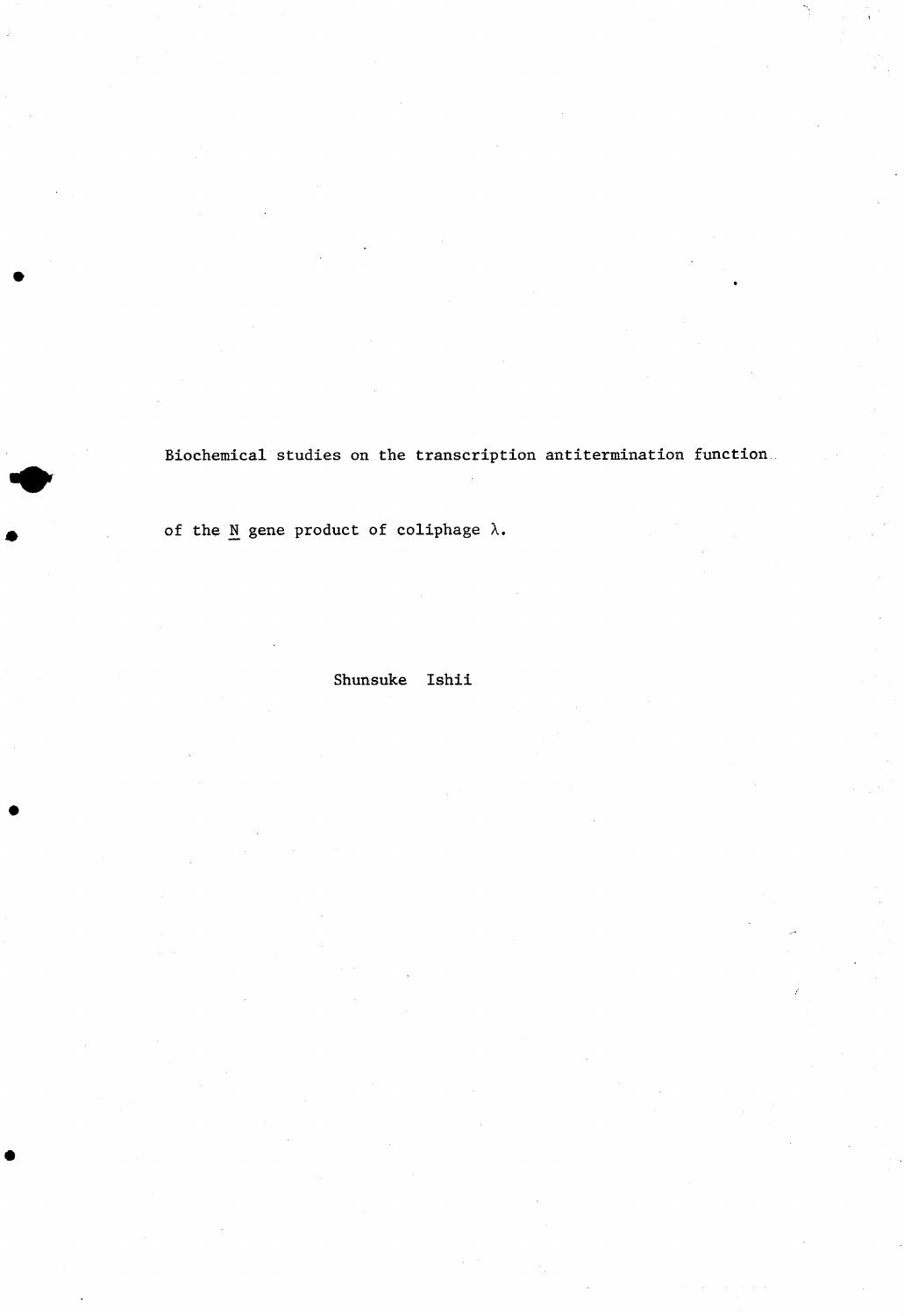# Biochemical studies on the transcription antitermination function of the *N* gene product of coliphage λ.

Shunsuke Ishii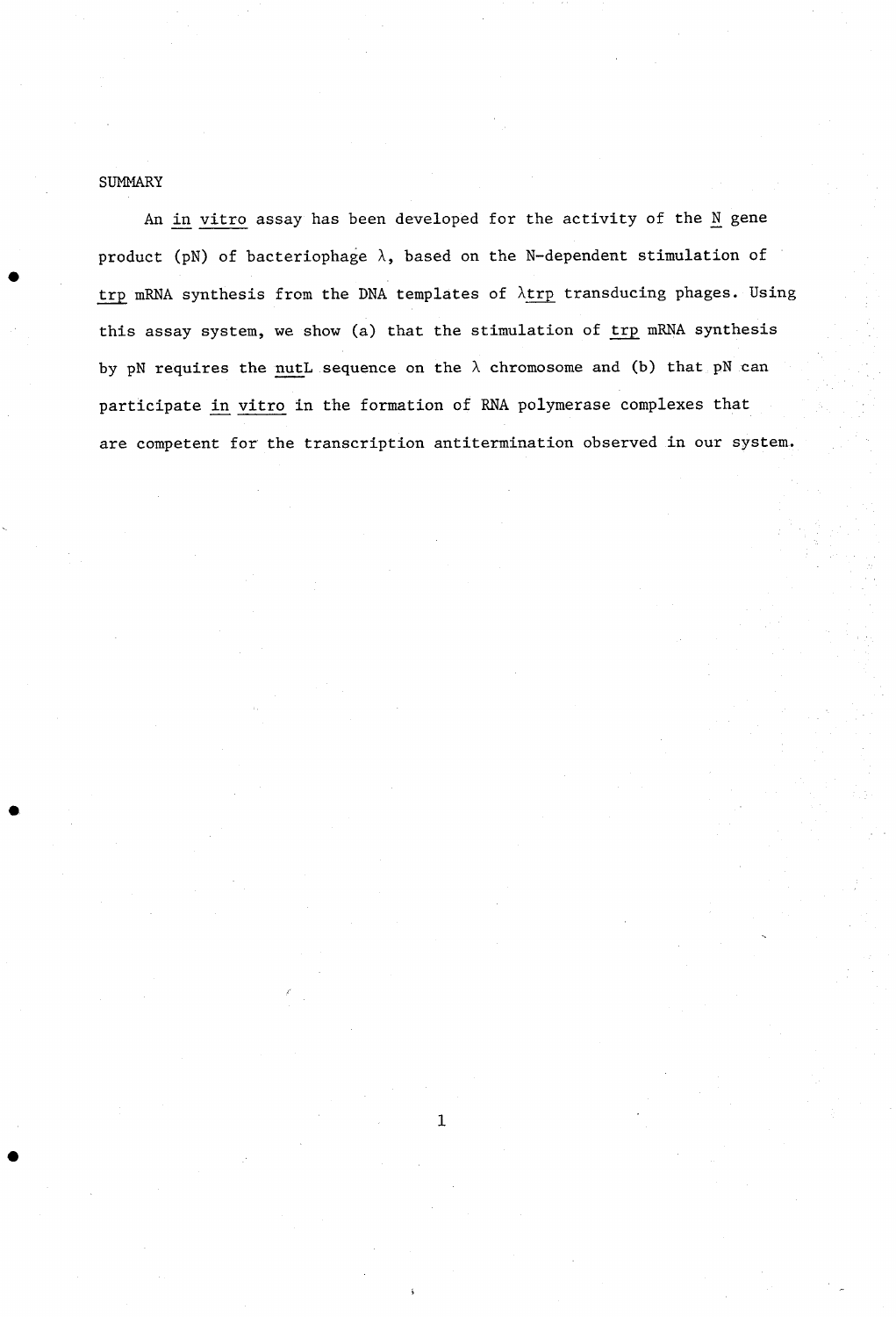## SUMMARY

An *in vitro* assay has been developed for the activity of the *N* gene product (pN) of bacteriophage λ, based on the N-dependent stimulation of *trp* mRNA synthesis from the DNA templates of λ*trp* transducing phages. Using this assay system, we show (a) that the stimulation of *trp* mRNA synthesis by pN requires the *nutL* sequence on the λ chromosome and (b) that pN can participate *in vitro* in the formation of RNA polymerase complexes that are competent for the transcription antitermination observed in our system.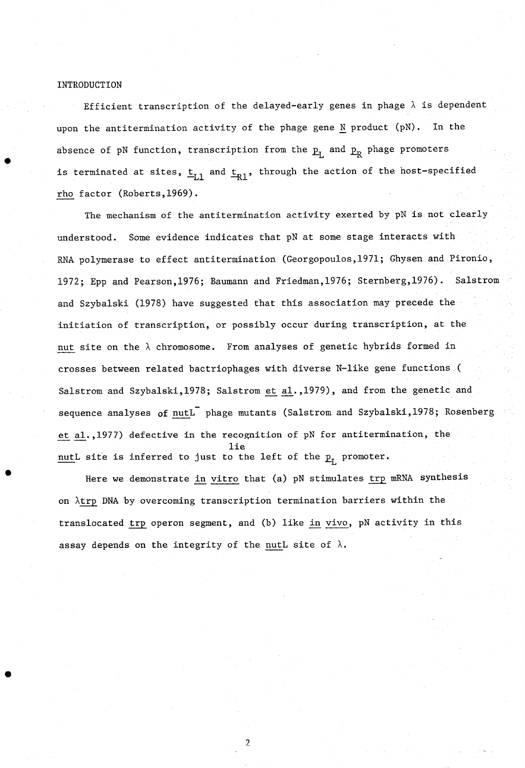# INTRODUCTION

Efficient transcription of the delayed-early genes in phage λ is dependent upon the antitermination activity of the phage gene _N_ product (pN). In the absence of pN function, transcription from the $p_L$ and $p_R$ phage promoters is terminated at sites, $t_{L1}$ and $t_{R1}$, through the action of the host-specified _rho_ factor (Roberts,1969).

The mechanism of the antitermination activity exerted by pN is not clearly understood. Some evidence indicates that pN at some stage interacts with RNA polymerase to effect antitermination (Georgopoulos,1971; Ghysen and Pironio, 1972; Epp and Pearson,1976; Baumann and Friedman,1976; Sternberg,1976). Salstrom and Szybalski (1978) have suggested that this association may precede the initiation of transcription, or possibly occur during transcription, at the _nut_ site on the λ chromosome. From analyses of genetic hybrids formed in crosses between related bactriophages with diverse N-like gene functions ( Salstrom and Szybalski,1978; Salstrom _et al._,1979), and from the genetic and sequence analyses of _nutL_$^-$ phage mutants (Salstrom and Szybalski,1978; Rosenberg _et al._,1977) defective in the recognition of pN for antitermination, the _nutL_ site is inferred to lie just to the left of the $p_L$ promoter.

Here we demonstrate _in vitro_ that (a) pN stimulates _trp_ mRNA synthesis on λ_trp_ DNA by overcoming transcription termination barriers within the translocated _trp_ operon segment, and (b) like _in vivo_, pN activity in this assay depends on the integrity of the _nutL_ site of λ.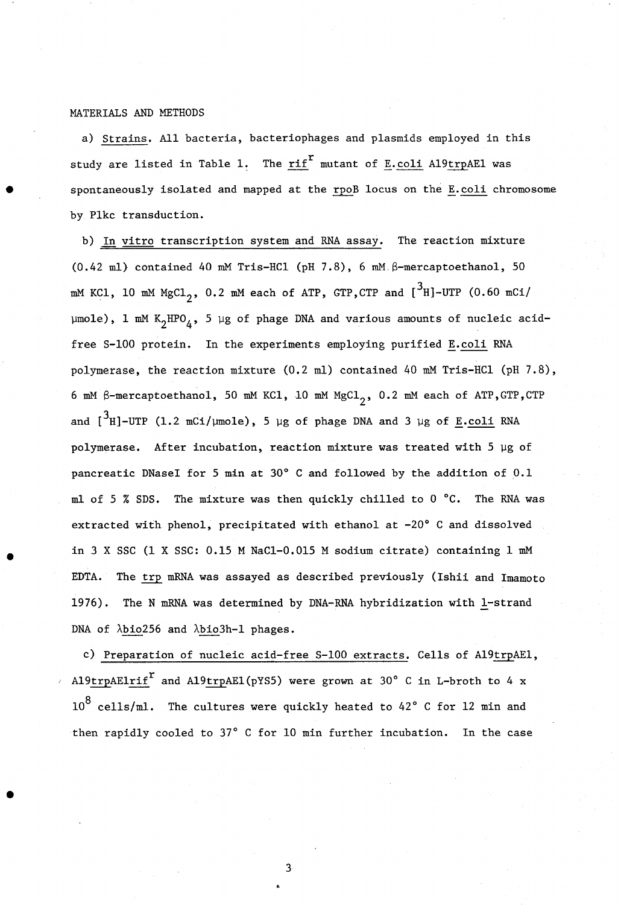MATERIALS AND METHODS

a) Strains. All bacteria, bacteriophages and plasmids employed in this study are listed in Table 1. The $rif^r$ mutant of E.coli A19trpAE1 was spontaneously isolated and mapped at the rpoB locus on the E.coli chromosome by Plkc transduction.

b) In vitro transcription system and RNA assay. The reaction mixture (0.42 ml) contained 40 mM Tris-HCl (pH 7.8), 6 mM β-mercaptoethanol, 50 mM KCl, 10 mM $MgCl_2$, 0.2 mM each of ATP, GTP, CTP and $[^3H]$-UTP (0.60 mCi/μmole), 1 mM $K_2HPO_4$, 5 μg of phage DNA and various amounts of nucleic acid-free S-100 protein. In the experiments employing purified E.coli RNA polymerase, the reaction mixture (0.2 ml) contained 40 mM Tris-HCl (pH 7.8), 6 mM β-mercaptoethanol, 50 mM KCl, 10 mM $MgCl_2$, 0.2 mM each of ATP, GTP, CTP and $[^3H]$-UTP (1.2 mCi/μmole), 5 μg of phage DNA and 3 μg of E.coli RNA polymerase. After incubation, reaction mixture was treated with 5 μg of pancreatic DNaseI for 5 min at 30° C and followed by the addition of 0.1 ml of 5 % SDS. The mixture was then quickly chilled to 0 °C. The RNA was extracted with phenol, precipitated with ethanol at -20° C and dissolved in 3 X SSC (1 X SSC: 0.15 M NaCl-0.015 M sodium citrate) containing 1 mM EDTA. The trp mRNA was assayed as described previously (Ishii and Imamoto 1976). The N mRNA was determined by DNA-RNA hybridization with l-strand DNA of λbio256 and λbio3h-1 phages.

c) Preparation of nucleic acid-free S-100 extracts. Cells of A19trpAE1, A19trpAE1$rif^r$ and A19trpAE1(pYS5) were grown at 30° C in L-broth to 4 x $10^8$ cells/ml. The cultures were quickly heated to 42° C for 12 min and then rapidly cooled to 37° C for 10 min further incubation. In the case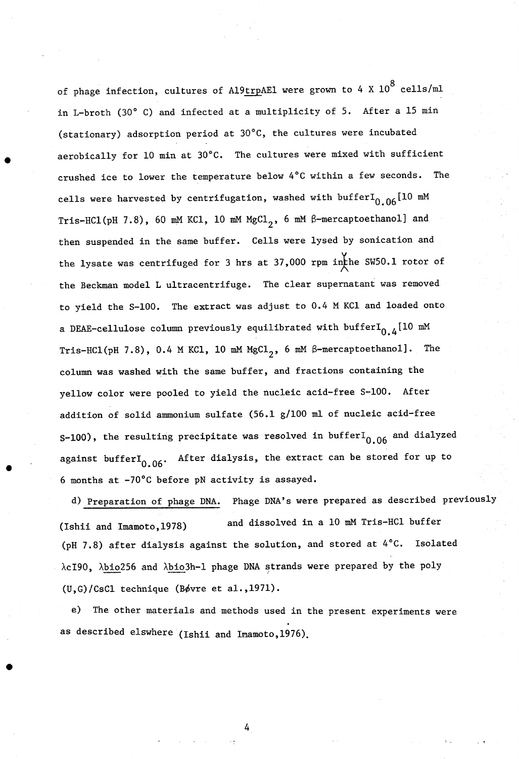of phage infection, cultures of A19*trp*AE1 were grown to 4 X $10^8$ cells/ml in L-broth (30° C) and infected at a multiplicity of 5. After a 15 min (stationary) adsorption period at 30°C, the cultures were incubated aerobically for 10 min at 30°C. The cultures were mixed with sufficient crushed ice to lower the temperature below 4°C within a few seconds. The cells were harvested by centrifugation, washed with buffer$I_{0.06}$[10 mM Tris-HCl(pH 7.8), 60 mM KCl, 10 mM $MgCl_2$, 6 mM β-mercaptoethanol] and then suspended in the same buffer. Cells were lysed by sonication and the lysate was centrifuged for 3 hrs at 37,000 rpm in the SW50.1 rotor of the Beckman model L ultracentrifuge. The clear supernatant was removed to yield the S-100. The extract was adjust to 0.4 M KCl and loaded onto a DEAE-cellulose column previously equilibrated with buffer$I_{0.4}$[10 mM Tris-HCl(pH 7.8), 0.4 M KCl, 10 mM $MgCl_2$, 6 mM β-mercaptoethanol]. The column was washed with the same buffer, and fractions containing the yellow color were pooled to yield the nucleic acid-free S-100. After addition of solid ammonium sulfate (56.1 g/100 ml of nucleic acid-free S-100), the resulting precipitate was resolved in buffer$I_{0.06}$ and dialyzed against buffer$I_{0.06}$. After dialysis, the extract can be stored for up to 6 months at -70°C before pN activity is assayed.

d) Preparation of phage DNA. Phage DNA's were prepared as described previously (Ishii and Imamoto,1978) and dissolved in a 10 mM Tris-HCl buffer (pH 7.8) after dialysis against the solution, and stored at 4°C. Isolated λcI90, λ*bio*256 and λ*bio*3h-1 phage DNA strands were prepared by the poly (U,G)/CsCl technique (Bøvre et al.,1971).

e) The other materials and methods used in the present experiments were as described elswhere (Ishii and Imamoto,1976).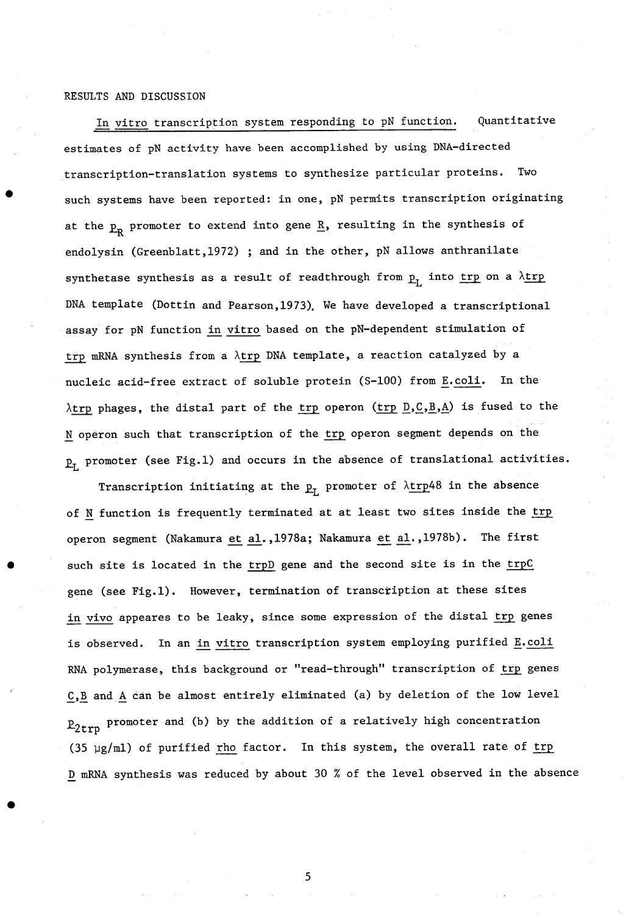## RESULTS AND DISCUSSION

*In vitro* transcription system responding to pN function. Quantitative estimates of pN activity have been accomplished by using DNA-directed transcription-translation systems to synthesize particular proteins. Two such systems have been reported: in one, pN permits transcription originating at the $p_R$ promoter to extend into gene *R*, resulting in the synthesis of endolysin (Greenblatt,1972) ; and in the other, pN allows anthranilate synthetase synthesis as a result of readthrough from $p_L$ into *trp* on a λ*trp* DNA template (Dottin and Pearson,1973). We have developed a transcriptional assay for pN function *in vitro* based on the pN-dependent stimulation of *trp* mRNA synthesis from a λ*trp* DNA template, a reaction catalyzed by a nucleic acid-free extract of soluble protein (S-100) from *E.coli*. In the λ*trp* phages, the distal part of the *trp* operon (*trp D,C,B,A*) is fused to the *N* operon such that transcription of the *trp* operon segment depends on the $p_L$ promoter (see Fig.1) and occurs in the absence of translational activities.

Transcription initiating at the $p_L$ promoter of λ*trp*48 in the absence of *N* function is frequently terminated at at least two sites inside the *trp* operon segment (Nakamura *et al.*,1978a; Nakamura *et al.*,1978b). The first such site is located in the *trpD* gene and the second site is in the *trpC* gene (see Fig.1). However, termination of transcription at these sites *in vivo* appeares to be leaky, since some expression of the distal *trp* genes is observed. In an *in vitro* transcription system employing purified *E.coli* RNA polymerase, this background or "read-through" transcription of *trp* genes *C,B* and *A* can be almost entirely eliminated (a) by deletion of the low level $p_{2trp}$ promoter and (b) by the addition of a relatively high concentration (35 μg/ml) of purified *rho* factor. In this system, the overall rate of *trp D* mRNA synthesis was reduced by about 30 % of the level observed in the absence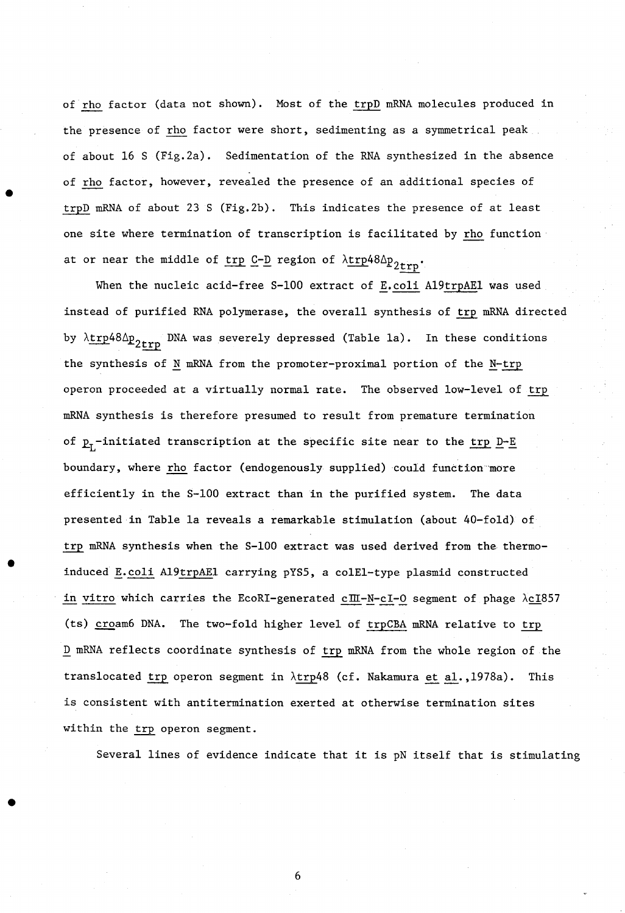of rho factor (data not shown). Most of the trpD mRNA molecules produced in the presence of rho factor were short, sedimenting as a symmetrical peak of about 16 S (Fig.2a). Sedimentation of the RNA synthesized in the absence of rho factor, however, revealed the presence of an additional species of trpD mRNA of about 23 S (Fig.2b). This indicates the presence of at least one site where termination of transcription is facilitated by rho function at or near the middle of trp C-D region of λtrp48Δ$p_{2trp}$.

When the nucleic acid-free S-100 extract of E.coli A19trpAE1 was used instead of purified RNA polymerase, the overall synthesis of trp mRNA directed by λtrp48Δ$p_{2trp}$ DNA was severely depressed (Table 1a). In these conditions the synthesis of N mRNA from the promoter-proximal portion of the N-trp operon proceeded at a virtually normal rate. The observed low-level of trp mRNA synthesis is therefore presumed to result from premature termination of $p_L$-initiated transcription at the specific site near to the trp D-E boundary, where rho factor (endogenously supplied) could function more efficiently in the S-100 extract than in the purified system. The data presented in Table 1a reveals a remarkable stimulation (about 40-fold) of trp mRNA synthesis when the S-100 extract was used derived from the thermo-induced E.coli A19trpAE1 carrying pYS5, a colE1-type plasmid constructed in vitro which carries the EcoRI-generated cIII-N-cI-O segment of phage λcI857 (ts) croam6 DNA. The two-fold higher level of trpCBA mRNA relative to trp D mRNA reflects coordinate synthesis of trp mRNA from the whole region of the translocated trp operon segment in λtrp48 (cf. Nakamura et al.,1978a). This is consistent with antitermination exerted at otherwise termination sites within the trp operon segment.

Several lines of evidence indicate that it is pN itself that is stimulating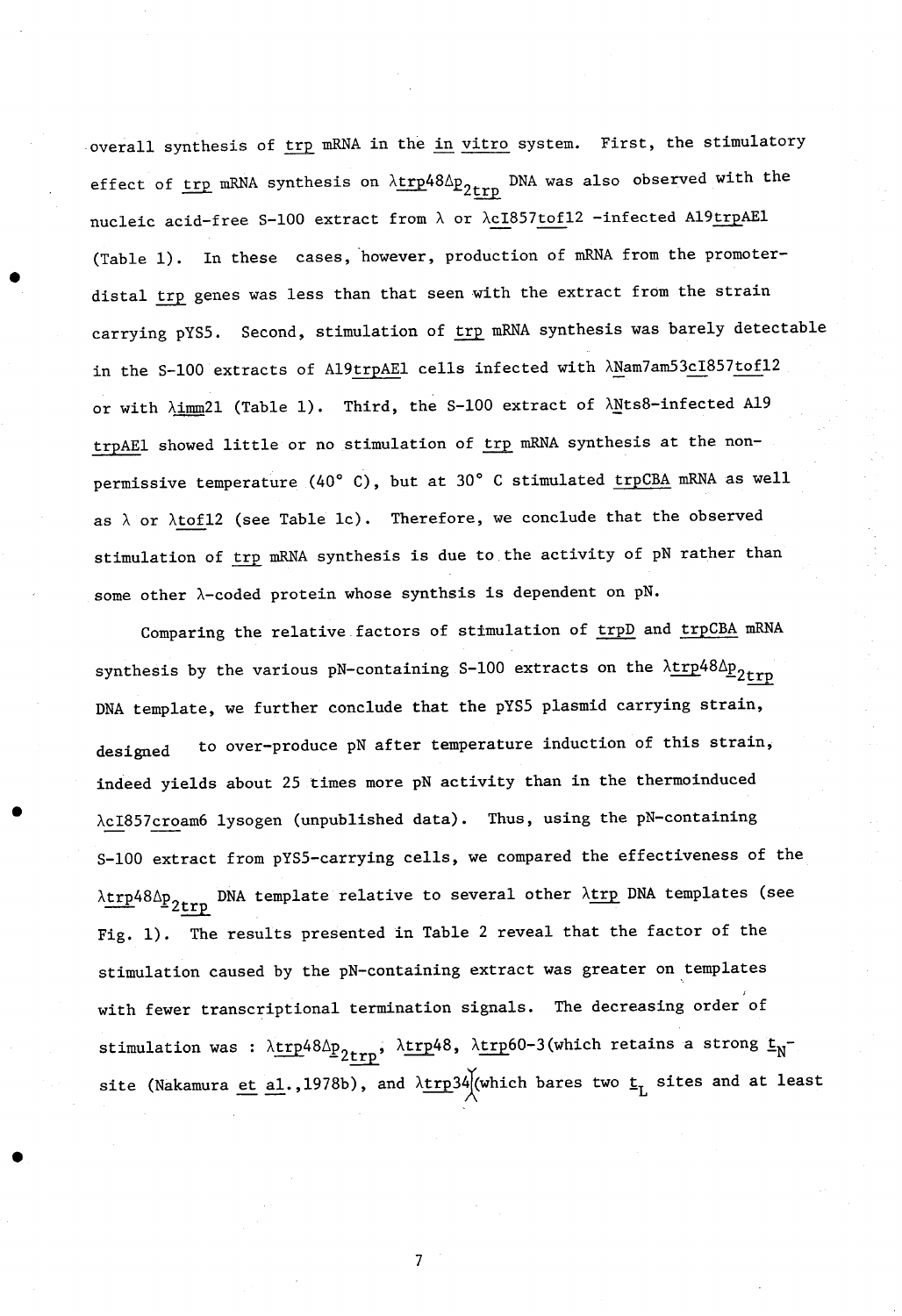overall synthesis of trp mRNA in the *in vitro* system. First, the stimulatory effect of trp mRNA synthesis on λtrp48Δ$p_{2trp}$ DNA was also observed with the nucleic acid-free S-100 extract from λ or λcI857tof12 -infected A19trpAE1 (Table 1). In these cases, however, production of mRNA from the promoter-distal trp genes was less than that seen with the extract from the strain carrying pYS5. Second, stimulation of trp mRNA synthesis was barely detectable in the S-100 extracts of A19trpAE1 cells infected with λNam7am53cI857tof12 or with λimm21 (Table 1). Third, the S-100 extract of λNts8-infected A19 trpAE1 showed little or no stimulation of trp mRNA synthesis at the non-permissive temperature (40° C), but at 30° C stimulated trpCBA mRNA as well as λ or λtof12 (see Table 1c). Therefore, we conclude that the observed stimulation of trp mRNA synthesis is due to the activity of pN rather than some other λ-coded protein whose synthsis is dependent on pN.

Comparing the relative factors of stimulation of trpD and trpCBA mRNA synthesis by the various pN-containing S-100 extracts on the λtrp48Δ$p_{2trp}$ DNA template, we further conclude that the pYS5 plasmid carrying strain, designed to over-produce pN after temperature induction of this strain, indeed yields about 25 times more pN activity than in the thermoinduced λcI857croam6 lysogen (unpublished data). Thus, using the pN-containing S-100 extract from pYS5-carrying cells, we compared the effectiveness of the λtrp48Δ$p_{2trp}$ DNA template relative to several other λtrp DNA templates (see Fig. 1). The results presented in Table 2 reveal that the factor of the stimulation caused by the pN-containing extract was greater on templates with fewer transcriptional termination signals. The decreasing order of stimulation was : λtrp48Δ$p_{2trp}$, λtrp48, λtrp60-3(which retains a strong $t_N$-site (Nakamura *et al.*,1978b), and λtrp34 (which bares two $t_L$ sites and at least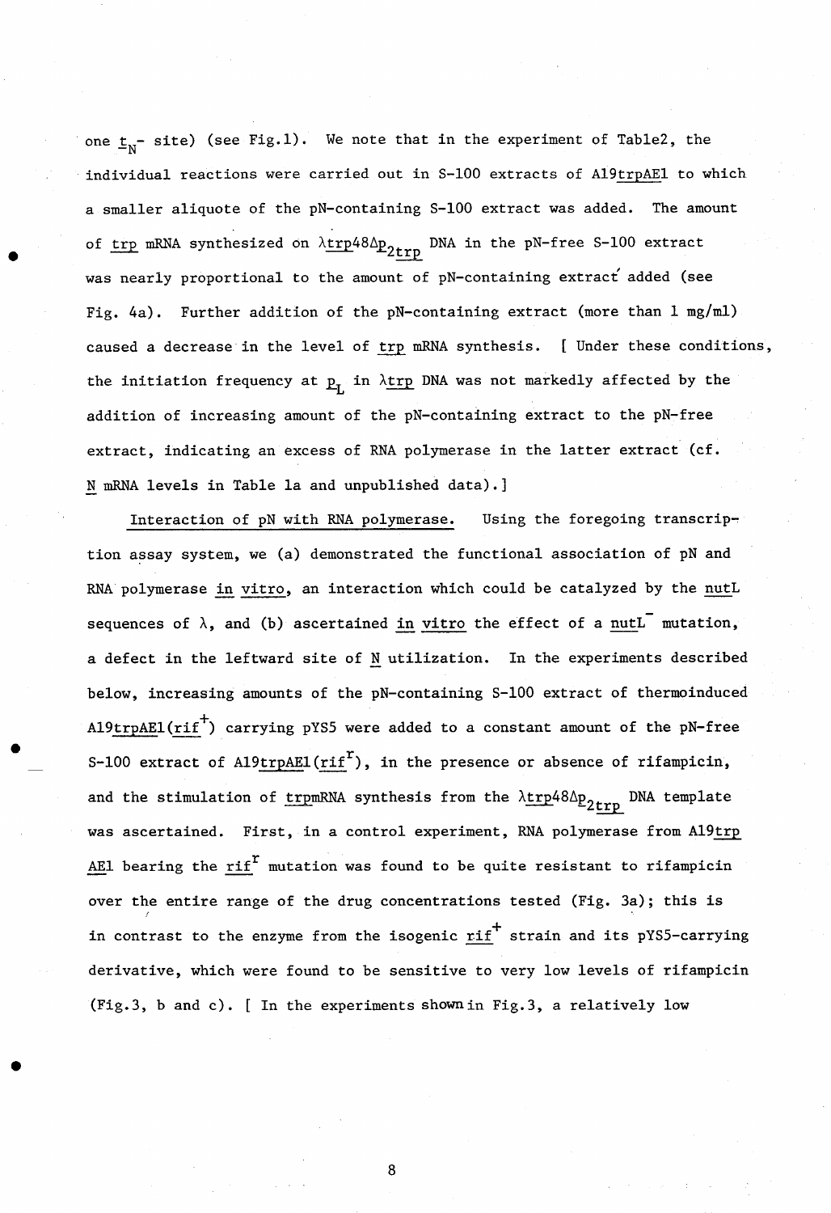one $\underline{t}_N$- site) (see Fig.1). We note that in the experiment of Table2, the individual reactions were carried out in S-100 extracts of A19trpAE1 to which a smaller aliquote of the pN-containing S-100 extract was added. The amount of trp mRNA synthesized on λtrp48Δ$p_{2trp}$ DNA in the pN-free S-100 extract was nearly proportional to the amount of pN-containing extract added (see Fig. 4a). Further addition of the pN-containing extract (more than 1 mg/ml) caused a decrease in the level of trp mRNA synthesis. [ Under these conditions, the initiation frequency at $p_L$ in λtrp DNA was not markedly affected by the addition of increasing amount of the pN-containing extract to the pN-free extract, indicating an excess of RNA polymerase in the latter extract (cf. N mRNA levels in Table 1a and unpublished data).]

Interaction of pN with RNA polymerase. Using the foregoing transcription assay system, we (a) demonstrated the functional association of pN and RNA polymerase in vitro, an interaction which could be catalyzed by the nutL sequences of λ, and (b) ascertained in vitro the effect of a $nutL^-$ mutation, a defect in the leftward site of N utilization. In the experiments described below, increasing amounts of the pN-containing S-100 extract of thermoinduced A19trpAE1($rif^+$) carrying pYS5 were added to a constant amount of the pN-free S-100 extract of A19trpAE1($rif^r$), in the presence or absence of rifampicin, and the stimulation of trpmRNA synthesis from the λtrp48Δ$p_{2trp}$ DNA template was ascertained. First, in a control experiment, RNA polymerase from A19trp AE1 bearing the $rif^r$ mutation was found to be quite resistant to rifampicin over the entire range of the drug concentrations tested (Fig. 3a); this is in contrast to the enzyme from the isogenic $rif^+$ strain and its pYS5-carrying derivative, which were found to be sensitive to very low levels of rifampicin (Fig.3, b and c). [ In the experiments shown in Fig.3, a relatively low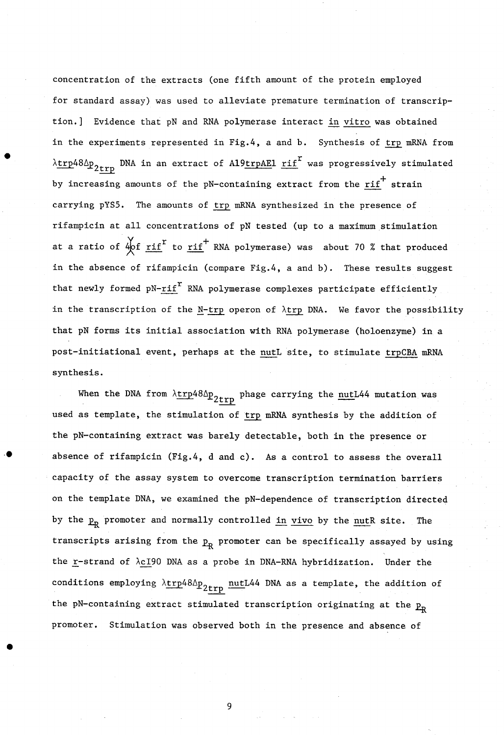concentration of the extracts (one fifth amount of the protein employed for standard assay) was used to alleviate premature termination of transcription.] Evidence that pN and RNA polymerase interact *in vitro* was obtained in the experiments represented in Fig.4, a and b. Synthesis of *trp* mRNA from $\lambda$*trp*48$\Delta$$p_{2trp}$ DNA in an extract of A19*trpAE1 rif*$^r$ was progressively stimulated by increasing amounts of the pN-containing extract from the *rif*$^+$ strain carrying pYS5. The amounts of *trp* mRNA synthesized in the presence of rifampicin at all concentrations of pN tested (up to a maximum stimulation at a ratio of 4 of *rif*$^r$ to *rif*$^+$ RNA polymerase) was about 70 % that produced in the absence of rifampicin (compare Fig.4, a and b). These results suggest that newly formed pN-*rif*$^r$ RNA polymerase complexes participate efficiently in the transcription of the *N*-*trp* operon of $\lambda$*trp* DNA. We favor the possibility that pN forms its initial association with RNA polymerase (holoenzyme) in a post-initiational event, perhaps at the *nutL* site, to stimulate *trpCBA* mRNA synthesis.

When the DNA from $\lambda$*trp*48$\Delta$$p_{2trp}$ phage carrying the *nut*L44 mutation was used as template, the stimulation of *trp* mRNA synthesis by the addition of the pN-containing extract was barely detectable, both in the presence or absence of rifampicin (Fig.4, d and c). As a control to assess the overall capacity of the assay system to overcome transcription termination barriers on the template DNA, we examined the pN-dependence of transcription directed by the $p_R$ promoter and normally controlled *in vivo* by the *nutR* site. The transcripts arising from the $p_R$ promoter can be specifically assayed by using the *r*-strand of $\lambda$*c*I90 DNA as a probe in DNA-RNA hybridization. Under the conditions employing $\lambda$*trp*48$\Delta$$p_{2trp}$ *nut*L44 DNA as a template, the addition of the pN-containing extract stimulated transcription originating at the $p_R$ promoter. Stimulation was observed both in the presence and absence of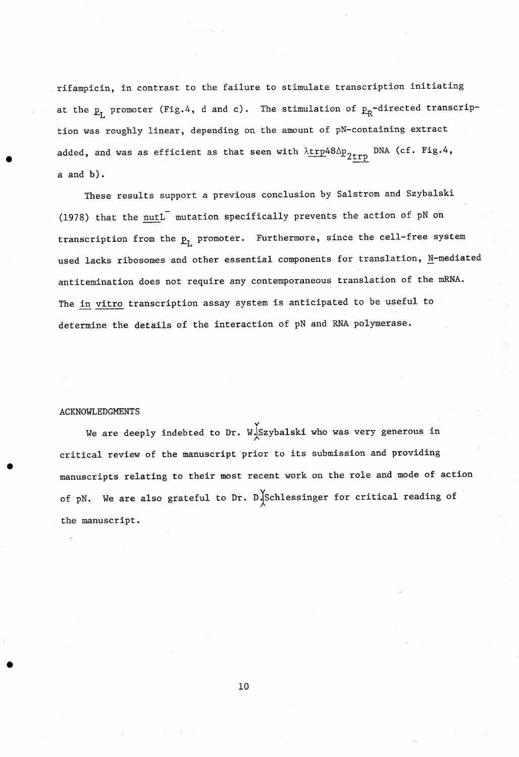rifampicin, in contrast to the failure to stimulate transcription initiating at the $\underline{p}_L$ promoter (Fig.4, d and c). The stimulation of $\underline{p}_R$-directed transcription was roughly linear, depending on the amount of pN-containing extract added, and was as efficient as that seen with $\lambda$trp48$\Delta$$\underline{p}_{2trp}$ DNA (cf. Fig.4, a and b).

These results support a previous conclusion by Salstrom and Szybalski (1978) that the nutL$^-$ mutation specifically prevents the action of pN on transcription from the $\underline{p}_L$ promoter. Furthermore, since the cell-free system used lacks ribosomes and other essential components for translation, N-mediated antitemination does not require any contemporaneous translation of the mRNA. The in vitro transcription assay system is anticipated to be useful to determine the details of the interaction of pN and RNA polymerase.

## ACKNOWLEDGMENTS

We are deeply indebted to Dr. W. Szybalski who was very generous in critical review of the manuscript prior to its submission and providing manuscripts relating to their most recent work on the role and mode of action of pN. We are also grateful to Dr. D. Schlessinger for critical reading of the manuscript.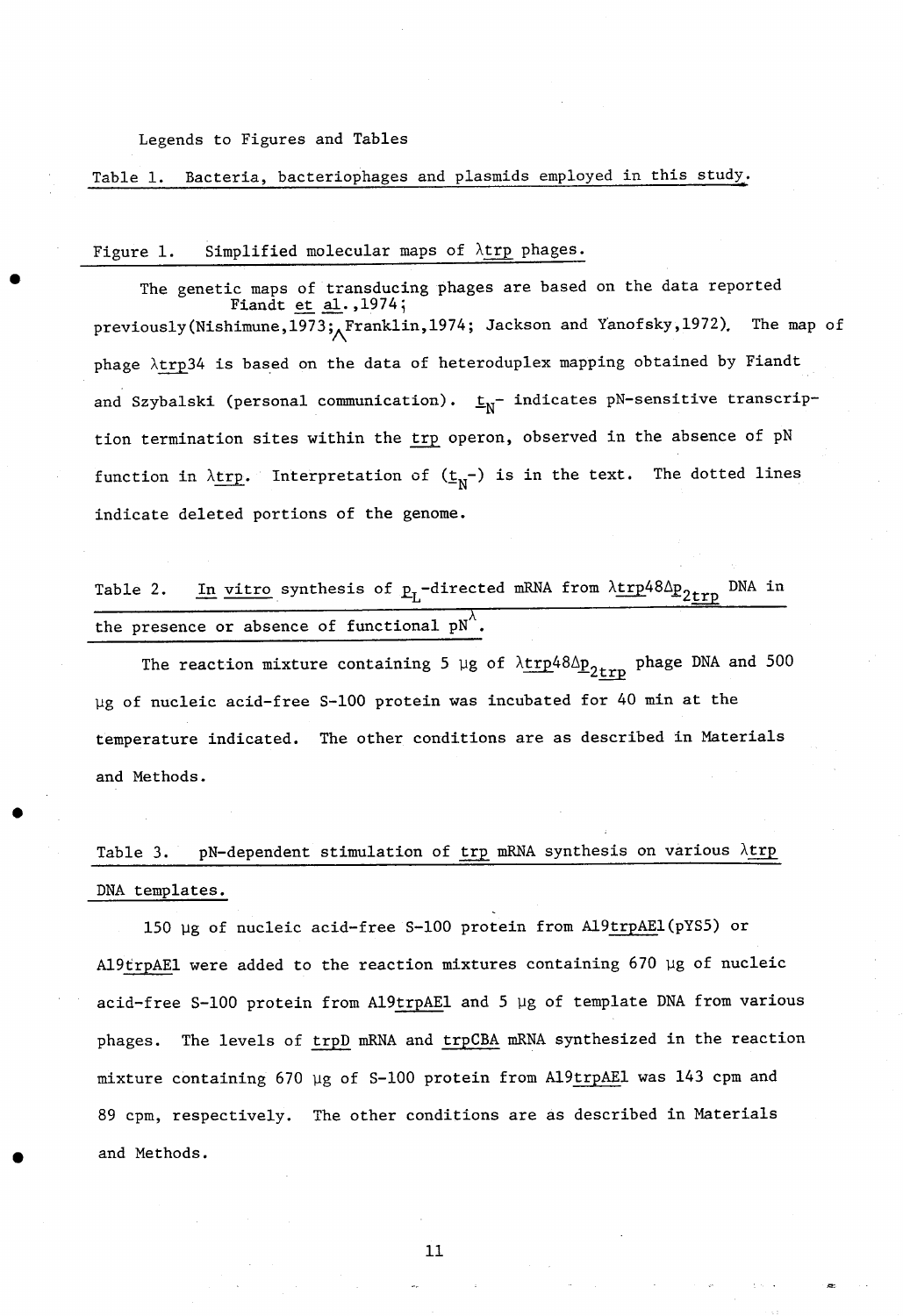Legends to Figures and Tables

Table 1. Bacteria, bacteriophages and plasmids employed in this study.

Figure 1. Simplified molecular maps of λ*trp* phages.

The genetic maps of transducing phages are based on the data reported previously (Nishimune, 1973; Fiandt *et al.*, 1974; Franklin, 1974; Jackson and Yanofsky, 1972). The map of phage λ*trp*34 is based on the data of heteroduplex mapping obtained by Fiandt and Szybalski (personal communication). $\underline{t}_N$- indicates pN-sensitive transcription termination sites within the *trp* operon, observed in the absence of pN function in λ*trp*. Interpretation of ($\underline{t}_N$-) is in the text. The dotted lines indicate deleted portions of the genome.

Table 2. *In vitro* synthesis of $\underline{p}_L$-directed mRNA from λ*trp*48Δ$\underline{p}_{2trp}$ DNA in the presence or absence of functional $pN^{\lambda}$.

The reaction mixture containing 5 μg of λ*trp*48Δ$\underline{p}_{2trp}$ phage DNA and 500 μg of nucleic acid-free S-100 protein was incubated for 40 min at the temperature indicated. The other conditions are as described in Materials and Methods.

Table 3. pN-dependent stimulation of *trp* mRNA synthesis on various λ*trp* DNA templates.

150 μg of nucleic acid-free S-100 protein from A19*trpAE1*(pYS5) or A19*trpAE1* were added to the reaction mixtures containing 670 μg of nucleic acid-free S-100 protein from A19*trpAE1* and 5 μg of template DNA from various phages. The levels of *trpD* mRNA and *trpCBA* mRNA synthesized in the reaction mixture containing 670 μg of S-100 protein from A19*trpAE1* was 143 cpm and 89 cpm, respectively. The other conditions are as described in Materials and Methods.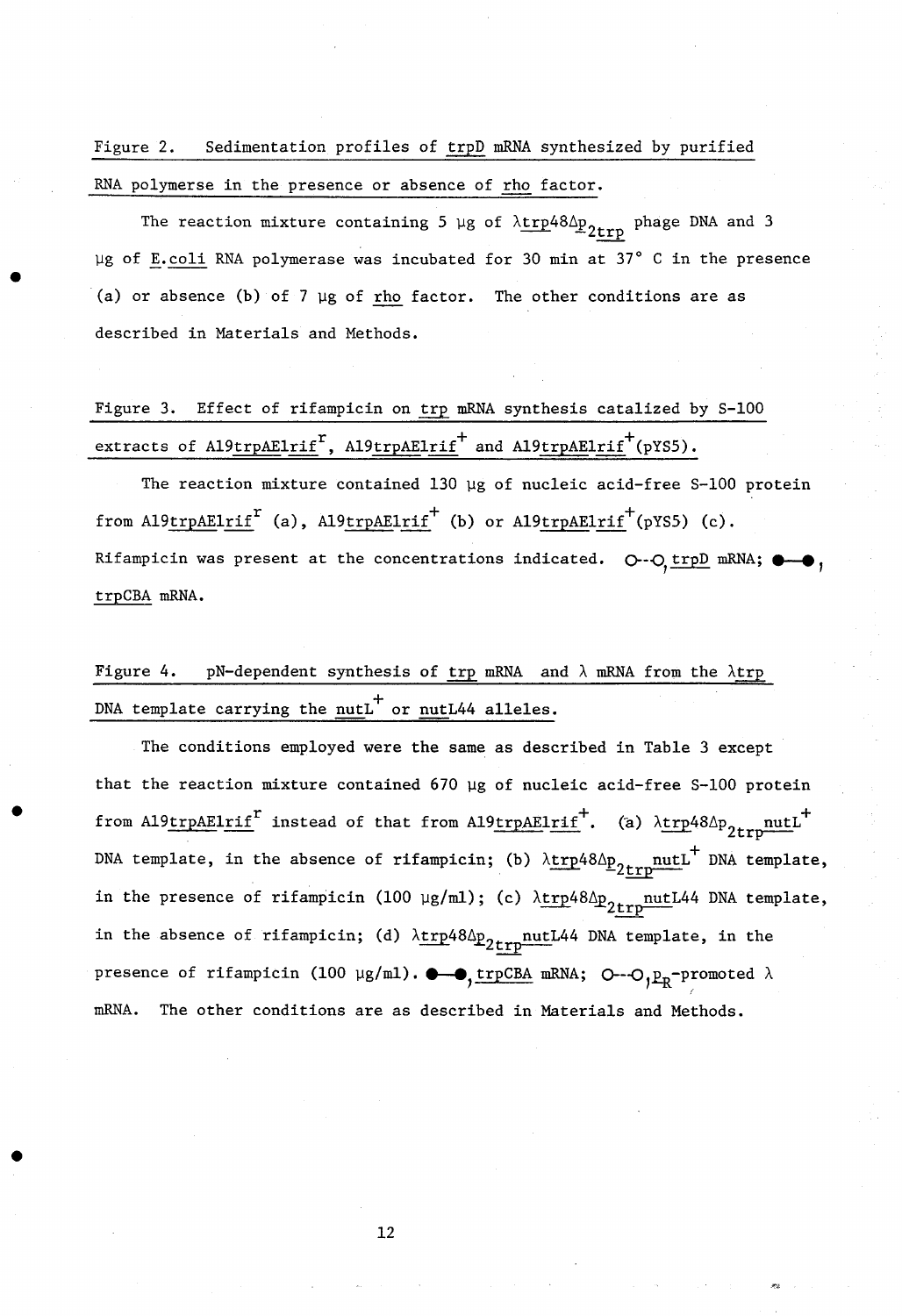Figure 2. Sedimentation profiles of trpD mRNA synthesized by purified RNA polymerse in the presence or absence of rho factor.

The reaction mixture containing 5 μg of λtrp48Δ$p_{2trp}$ phage DNA and 3 μg of E.coli RNA polymerase was incubated for 30 min at 37° C in the presence (a) or absence (b) of 7 μg of rho factor. The other conditions are as described in Materials and Methods.

Figure 3. Effect of rifampicin on trp mRNA synthesis catalized by S-100 extracts of A19trpAE1$rif^r$, A19trpAE1$rif^+$ and A19trpAE1$rif^+$(pYS5).

The reaction mixture contained 130 μg of nucleic acid-free S-100 protein from A19trpAE1$rif^r$ (a), A19trpAE1$rif^+$ (b) or A19trpAE1$rif^+$(pYS5) (c). Rifampicin was present at the concentrations indicated. O--O, trpD mRNA; ●—●, trpCBA mRNA.

Figure 4. pN-dependent synthesis of trp mRNA and λ mRNA from the λtrp DNA template carrying the $nutL^+$ or nutL44 alleles.

The conditions employed were the same as described in Table 3 except that the reaction mixture contained 670 μg of nucleic acid-free S-100 protein from A19trpAE1$rif^r$ instead of that from A19trpAE1$rif^+$. (a) λtrp48Δ$p_{2trp}$$nutL^+$ DNA template, in the absence of rifampicin; (b) λtrp48Δ$p_{2trp}$$nutL^+$ DNA template, in the presence of rifampicin (100 μg/ml); (c) λtrp48Δ$p_{2trp}$nutL44 DNA template, in the absence of rifampicin; (d) λtrp48Δ$p_{2trp}$nutL44 DNA template, in the presence of rifampicin (100 μg/ml). ●—●, trpCBA mRNA; O--O, $p_R$-promoted λ mRNA. The other conditions are as described in Materials and Methods.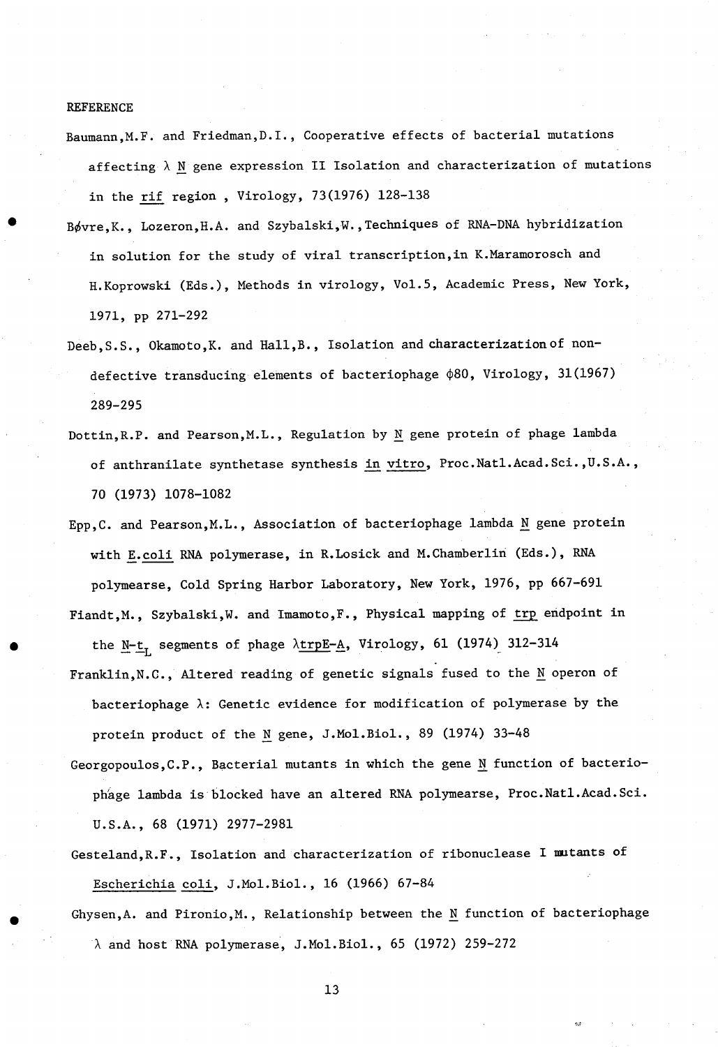REFERENCE

Baumann,M.F. and Friedman,D.I., Cooperative effects of bacterial mutations affecting λ N gene expression II Isolation and characterization of mutations in the rif region , Virology, 73(1976) 128-138

Bøvre,K., Lozeron,H.A. and Szybalski,W.,Techniques of RNA-DNA hybridization in solution for the study of viral transcription,in K.Maramorosch and H.Koprowski (Eds.), Methods in virology, Vol.5, Academic Press, New York, 1971, pp 271-292

Deeb,S.S., Okamoto,K. and Hall,B., Isolation and characterization of non-defective transducing elements of bacteriophage φ80, Virology, 31(1967) 289-295

Dottin,R.P. and Pearson,M.L., Regulation by N gene protein of phage lambda of anthranilate synthetase synthesis in vitro, Proc.Natl.Acad.Sci.,U.S.A., 70 (1973) 1078-1082

Epp,C. and Pearson,M.L., Association of bacteriophage lambda N gene protein with E.coli RNA polymerase, in R.Losick and M.Chamberlin (Eds.), RNA polymearse, Cold Spring Harbor Laboratory, New York, 1976, pp 667-691

Fiandt,M., Szybalski,W. and Imamoto,F., Physical mapping of trp endpoint in the N-$t_L$ segments of phage λtrpE-A, Virology, 61 (1974) 312-314

Franklin,N.C., Altered reading of genetic signals fused to the N operon of bacteriophage λ: Genetic evidence for modification of polymerase by the protein product of the N gene, J.Mol.Biol., 89 (1974) 33-48

Georgopoulos,C.P., Bacterial mutants in which the gene N function of bacteriophage lambda is blocked have an altered RNA polymearse, Proc.Natl.Acad.Sci. U.S.A., 68 (1971) 2977-2981

Gesteland,R.F., Isolation and characterization of ribonuclease I mutants of Escherichia coli, J.Mol.Biol., 16 (1966) 67-84

Ghysen,A. and Pironio,M., Relationship between the N function of bacteriophage λ and host RNA polymerase, J.Mol.Biol., 65 (1972) 259-272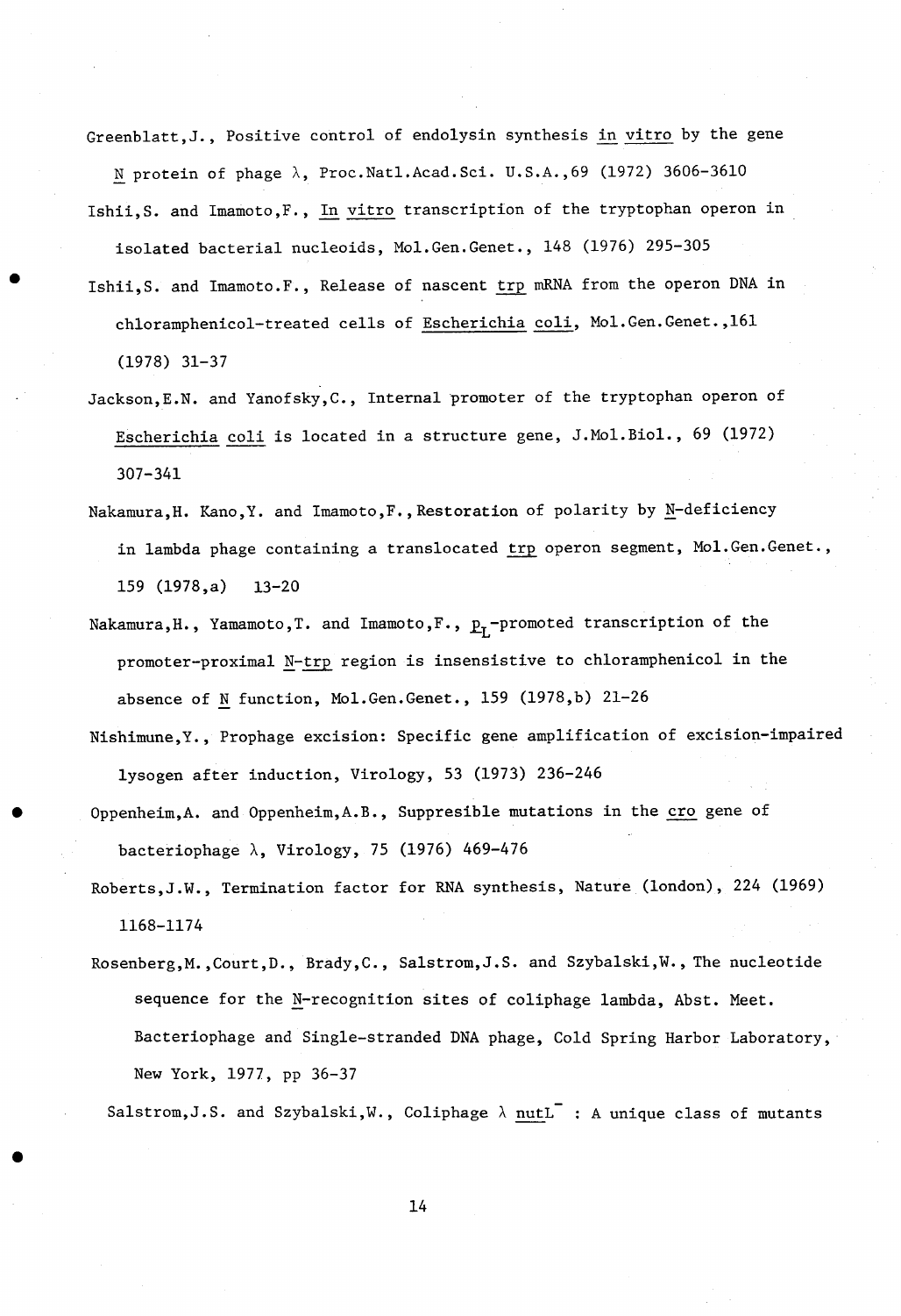Greenblatt,J., Positive control of endolysin synthesis *in vitro* by the gene *N* protein of phage λ, Proc.Natl.Acad.Sci. U.S.A.,69 (1972) 3606-3610

Ishii,S. and Imamoto,F., *In vitro* transcription of the tryptophan operon in isolated bacterial nucleoids, Mol.Gen.Genet., 148 (1976) 295-305

Ishii,S. and Imamoto.F., Release of nascent *trp* mRNA from the operon DNA in chloramphenicol-treated cells of *Escherichia coli*, Mol.Gen.Genet.,161 (1978) 31-37

Jackson,E.N. and Yanofsky,C., Internal promoter of the tryptophan operon of *Escherichia coli* is located in a structure gene, J.Mol.Biol., 69 (1972) 307-341

Nakamura,H. Kano,Y. and Imamoto,F.,Restoration of polarity by *N*-deficiency in lambda phage containing a translocated *trp* operon segment, Mol.Gen.Genet., 159 (1978,a) 13-20

Nakamura,H., Yamamoto,T. and Imamoto,F., $p_L$-promoted transcription of the promoter-proximal *N*-*trp* region is insensistive to chloramphenicol in the absence of *N* function, Mol.Gen.Genet., 159 (1978,b) 21-26

Nishimune,Y., Prophage excision: Specific gene amplification of excision-impaired lysogen after induction, Virology, 53 (1973) 236-246

Oppenheim,A. and Oppenheim,A.B., Suppresible mutations in the *cro* gene of bacteriophage λ, Virology, 75 (1976) 469-476

Roberts,J.W., Termination factor for RNA synthesis, Nature (london), 224 (1969) 1168-1174

Rosenberg,M.,Court,D., Brady,C., Salstrom,J.S. and Szybalski,W., The nucleotide sequence for the *N*-recognition sites of coliphage lambda, Abst. Meet. Bacteriophage and Single-stranded DNA phage, Cold Spring Harbor Laboratory, New York, 1977, pp 36-37

Salstrom,J.S. and Szybalski,W., Coliphage λ *nutL*$^-$ : A unique class of mutants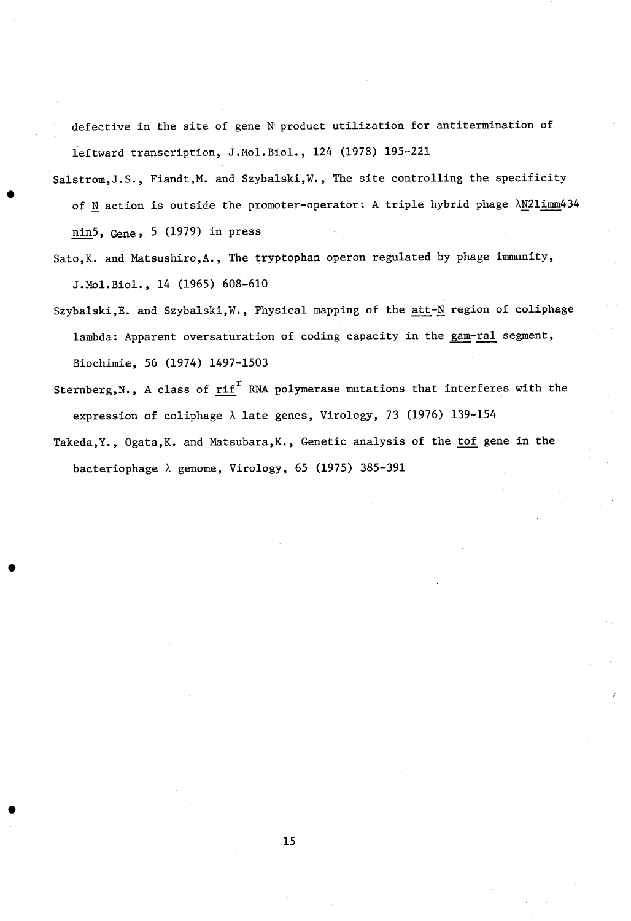defective in the site of gene N product utilization for antitermination of leftward transcription, J.Mol.Biol., 124 (1978) 195-221

Salstrom,J.S., Fiandt,M. and Szybalski,W., The site controlling the specificity of N action is outside the promoter-operator: A triple hybrid phage λN21imm434 nin5, Gene, 5 (1979) in press

Sato,K. and Matsushiro,A., The tryptophan operon regulated by phage immunity, J.Mol.Biol., 14 (1965) 608-610

Szybalski,E. and Szybalski,W., Physical mapping of the att-N region of coliphage lambda: Apparent oversaturation of coding capacity in the gam-ral segment, Biochimie, 56 (1974) 1497-1503

Sternberg,N., A class of $rif^r$ RNA polymerase mutations that interferes with the expression of coliphage λ late genes, Virology, 73 (1976) 139-154

Takeda,Y., Ogata,K. and Matsubara,K., Genetic analysis of the tof gene in the bacteriophage λ genome, Virology, 65 (1975) 385-391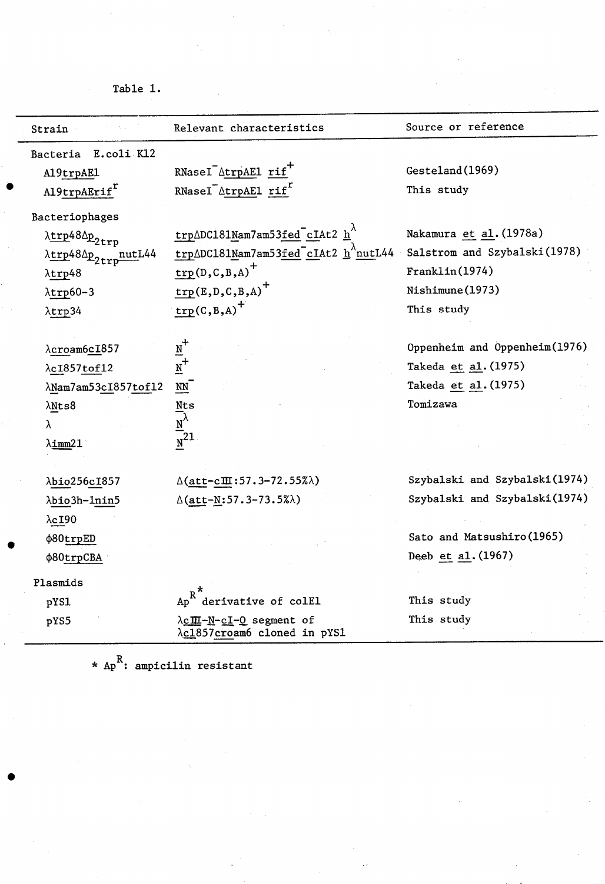Table 1.

| Strain | Relevant characteristics | Source or reference |
|---|---|---|
| Bacteria E.coli K12 | | |
| A19trpAE1 | RNaseI$^-$ ΔtrpAE1 rif$^+$ | Gesteland(1969) |
| A19trpAErif$^r$ | RNaseI$^-$ ΔtrpAE1 rif$^r$ | This study |
| Bacteriophages | | |
| λtrp48Δ$p_{2trp}$ | trpΔDC181Nam7am53fed$^-$ cIAt2 $h^{\lambda}$ | Nakamura et al.(1978a) |
| λtrp48Δ$p_{2trp}$nutL44 | trpΔDC181Nam7am53fed$^-$ cIAt2 $h^{\lambda}$nutL44 | Salstrom and Szybalski(1978) |
| λtrp48 | trp(D,C,B,A)$^+$ | Franklin(1974) |
| λtrp60-3 | trp(E,D,C,B,A)$^+$ | Nishimune(1973) |
| λtrp34 | trp(C,B,A)$^+$ | This study |
| | | |
| λcroam6cI857 | $N^+$ | Oppenheim and Oppenheim(1976) |
| λcI857tof12 | $N^+$ | Takeda et al.(1975) |
| λNam7am53cI857tof12 | $NN^-$ | Takeda et al.(1975) |
| λNts8 | Nts | Tomizawa |
| λ | $N^{\lambda}$ | |
| λimm21 | $N^{21}$ | |
| | | |
| λbio256cI857 | Δ(att-cIII:57.3-72.55%λ) | Szybalski and Szybalski(1974) |
| λbio3h-1nin5 | Δ(att-N:57.3-73.5%λ) | Szybalski and Szybalski(1974) |
| λcI90 | | |
| φ80trpED | | Sato and Matsushiro(1965) |
| φ80trpCBA | | Deeb et al.(1967) |
| Plasmids | | |
| pYS1 | Ap$^{R*}$ derivative of colE1 | This study |
| pYS5 | λcIII-N-cI-O segment of λcI857croam6 cloned in pYS1 | This study |

\* Ap$^R$: ampicilin resistant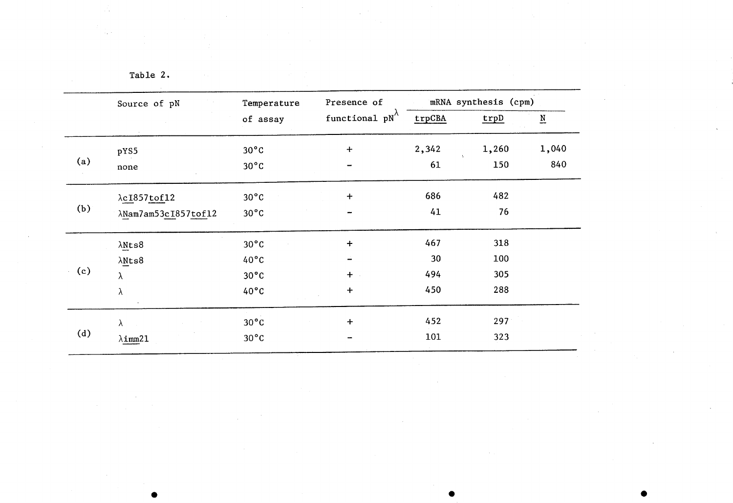Table 2.

| | Source of pN | Temperature of assay | Presence of functional $pN^{\lambda}$ | mRNA synthesis (cpm) | | |
|---|---|---|---|---|---|---|
| | | | | trpCBA | trpD | N |
| (a) | pYS5 | 30°C | + | 2,342 | 1,260 | 1,040 |
| | none | 30°C | − | 61 | 150 | 840 |
| (b) | λcI857tof12 | 30°C | + | 686 | 482 | |
| | λNam7am53cI857tof12 | 30°C | − | 41 | 76 | |
| (c) | λNts8 | 30°C | + | 467 | 318 | |
| | λNts8 | 40°C | − | 30 | 100 | |
| | λ | 30°C | + | 494 | 305 | |
| | λ | 40°C | + | 450 | 288 | |
| (d) | λ | 30°C | + | 452 | 297 | |
| | λimm21 | 30°C | − | 101 | 323 | |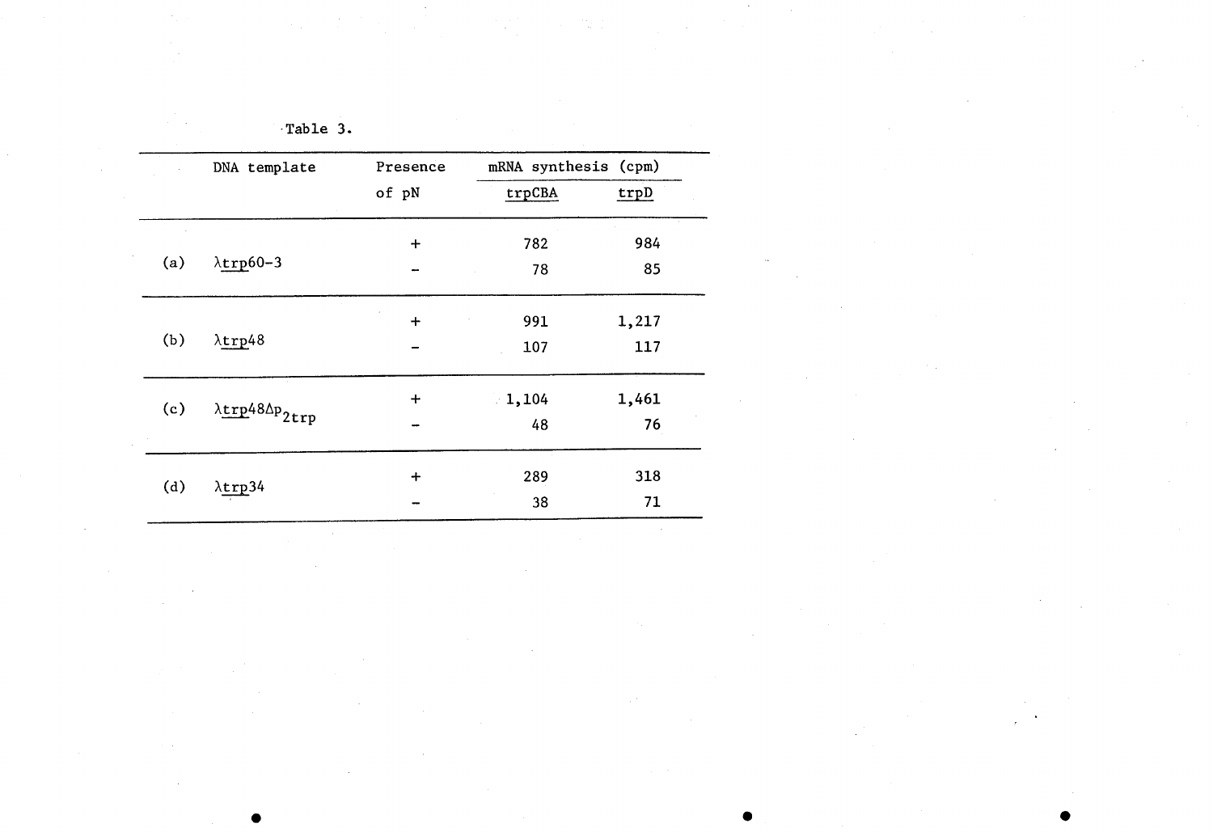Table 3.

| | DNA template | Presence of pN | mRNA synthesis (cpm) | |
|---|---|---|---|---|
| | | | trpCBA | trpD |
| (a) | λtrp60-3 | + | 782 | 984 |
| | | − | 78 | 85 |
| (b) | λtrp48 | + | 991 | 1,217 |
| | | − | 107 | 117 |
| (c) | λtrp48Δ$p_{2trp}$ | + | 1,104 | 1,461 |
| | | − | 48 | 76 |
| (d) | λtrp34 | + | 289 | 318 |
| | | − | 38 | 71 |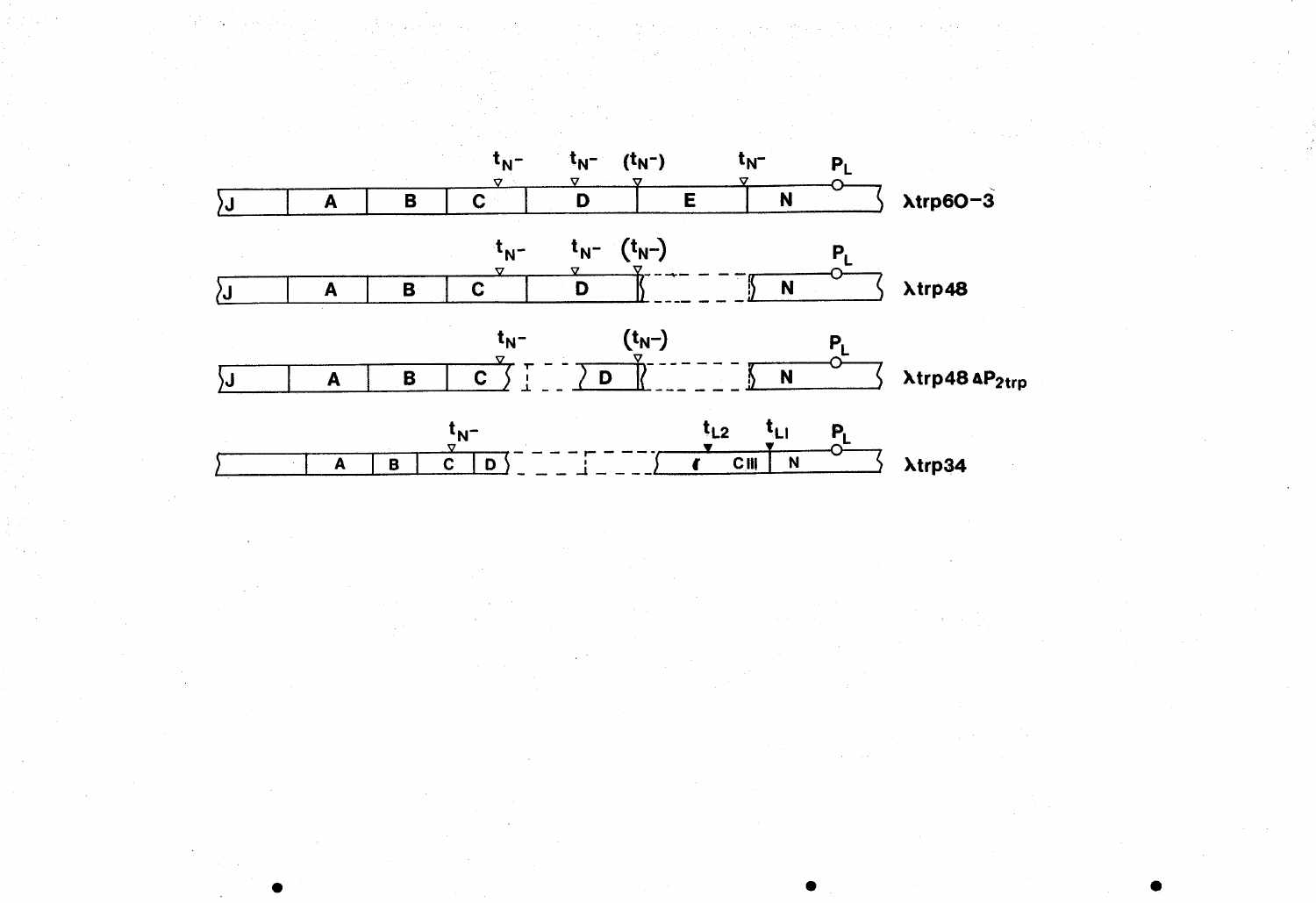$t_{N^-}$ $t_{N^-}$ $(t_{N^-})$ $t_{N^-}$ $P_L$

J | A | B | C | D | E | N — λtrp60-3

$t_{N^-}$ $t_{N^-}$ $(t_{N^-})$ $P_L$

J | A | B | C | D | N — λtrp48

$t_{N^-}$ $(t_{N^-})$ $P_L$

J | A | B | C | D | N — λtrp48 $\Delta P_{2trp}$

$t_{N^-}$ $t_{L2}$ $t_{L1}$ $P_L$

A | B | C | D | CIII | N — λtrp34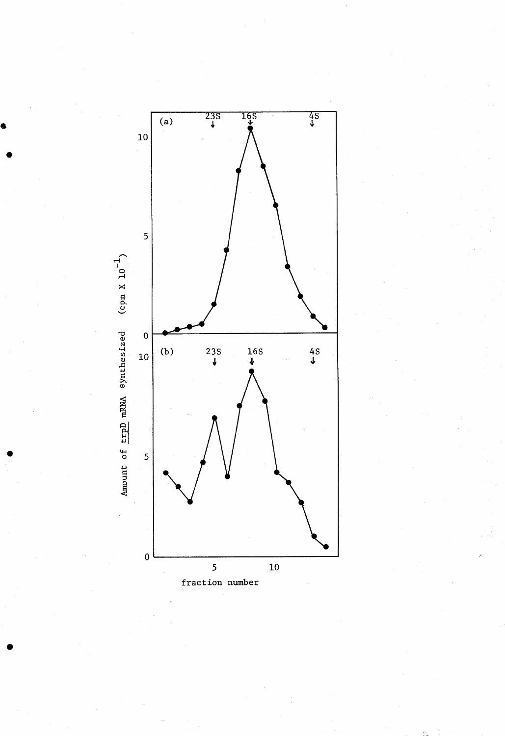(a) 23S 16S 4S

(b) 23S 16S 4S

Amount of trpD mRNA synthesized (cpm X $10^{-1}$)

fraction number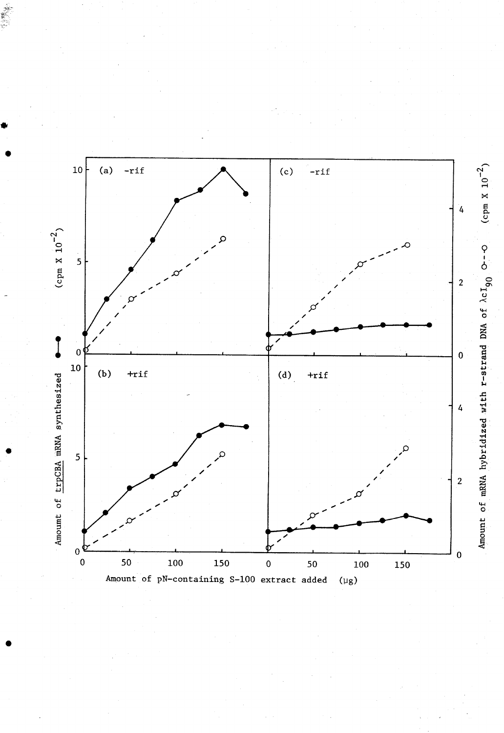(a) -rif

(b) +rif

(c) -rif

(d) +rif

Amount of trpCBA mRNA synthesized (cpm X $10^{-2}$) ●—●

Amount of mRNA hybridized with r-strand DNA of $\lambda cI_{90}$ (cpm X $10^{-2}$) ○--○

Amount of pN-containing S-100 extract added (μg)

0 5 10

0 5 10

0 2 4

0 2 4

0 50 100 150

0 50 100 150